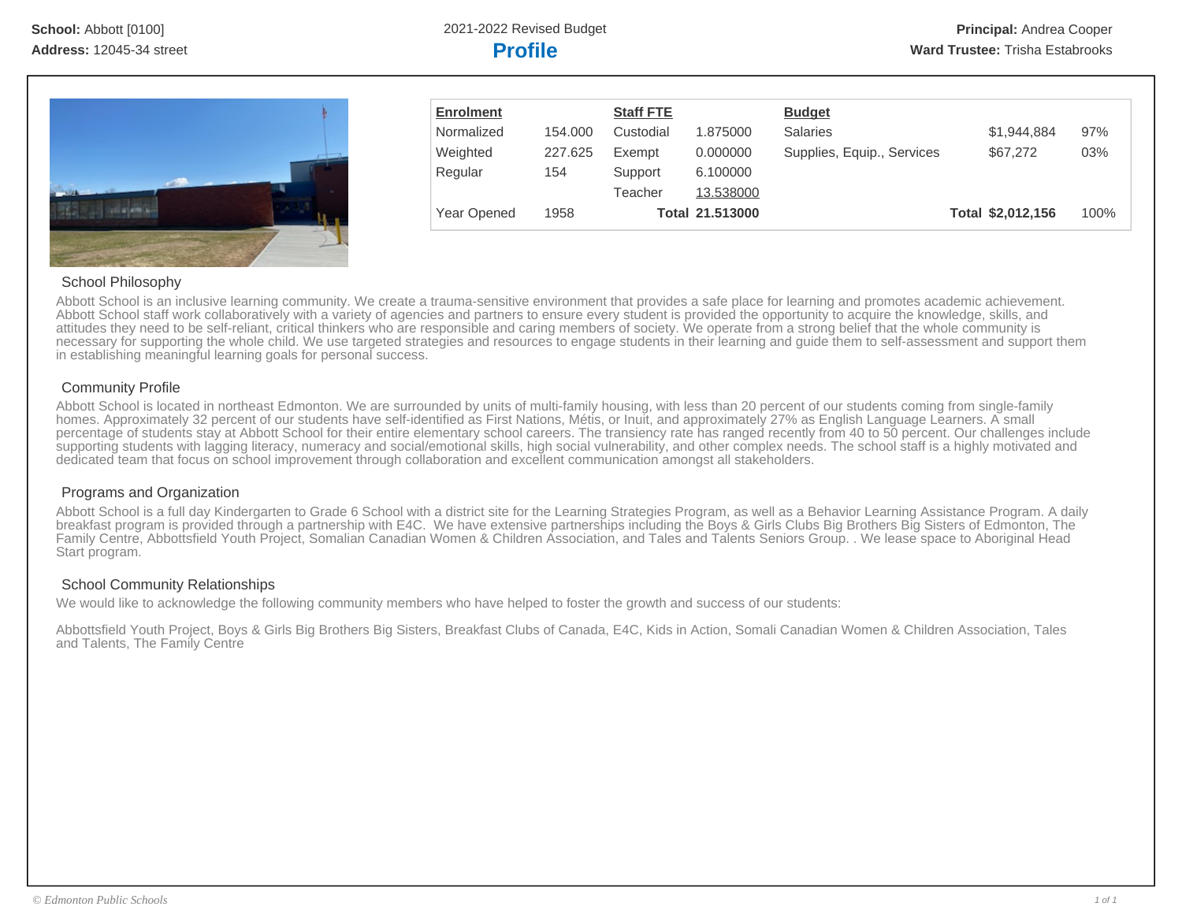**School:** Abbott [0100]
**Address:** 12045-34 street

2021-2022 Revised Budget

# Profile

**Principal:** Andrea Cooper
**Ward Trustee:** Trisha Estabrooks

| **Enrolment** | | **Staff FTE** | | **Budget** | | |
|---|---|---|---|---|---|---|
| Normalized | 154.000 | Custodial | 1.875000 | Salaries | $1,944,884 | 97% |
| Weighted | 227.625 | Exempt | 0.000000 | Supplies, Equip., Services | $67,272 | 03% |
| Regular | 154 | Support | 6.100000 | | | |
| | | Teacher | 13.538000 | | | |
| Year Opened | 1958 | **Total** | **21.513000** | **Total** | **$2,012,156** | 100% |

## School Philosophy

Abbott School is an inclusive learning community. We create a trauma-sensitive environment that provides a safe place for learning and promotes academic achievement. Abbott School staff work collaboratively with a variety of agencies and partners to ensure every student is provided the opportunity to acquire the knowledge, skills, and attitudes they need to be self-reliant, critical thinkers who are responsible and caring members of society. We operate from a strong belief that the whole community is necessary for supporting the whole child. We use targeted strategies and resources to engage students in their learning and guide them to self-assessment and support them in establishing meaningful learning goals for personal success.

## Community Profile

Abbott School is located in northeast Edmonton. We are surrounded by units of multi-family housing, with less than 20 percent of our students coming from single-family homes. Approximately 32 percent of our students have self-identified as First Nations, Métis, or Inuit, and approximately 27% as English Language Learners. A small percentage of students stay at Abbott School for their entire elementary school careers. The transiency rate has ranged recently from 40 to 50 percent. Our challenges include supporting students with lagging literacy, numeracy and social/emotional skills, high social vulnerability, and other complex needs. The school staff is a highly motivated and dedicated team that focus on school improvement through collaboration and excellent communication amongst all stakeholders.

## Programs and Organization

Abbott School is a full day Kindergarten to Grade 6 School with a district site for the Learning Strategies Program, as well as a Behavior Learning Assistance Program. A daily breakfast program is provided through a partnership with E4C. We have extensive partnerships including the Boys & Girls Clubs Big Brothers Big Sisters of Edmonton, The Family Centre, Abbottsfield Youth Project, Somalian Canadian Women & Children Association, and Tales and Talents Seniors Group. . We lease space to Aboriginal Head Start program.

## School Community Relationships

We would like to acknowledge the following community members who have helped to foster the growth and success of our students:

Abbottsfield Youth Project, Boys & Girls Big Brothers Big Sisters, Breakfast Clubs of Canada, E4C, Kids in Action, Somali Canadian Women & Children Association, Tales and Talents, The Family Centre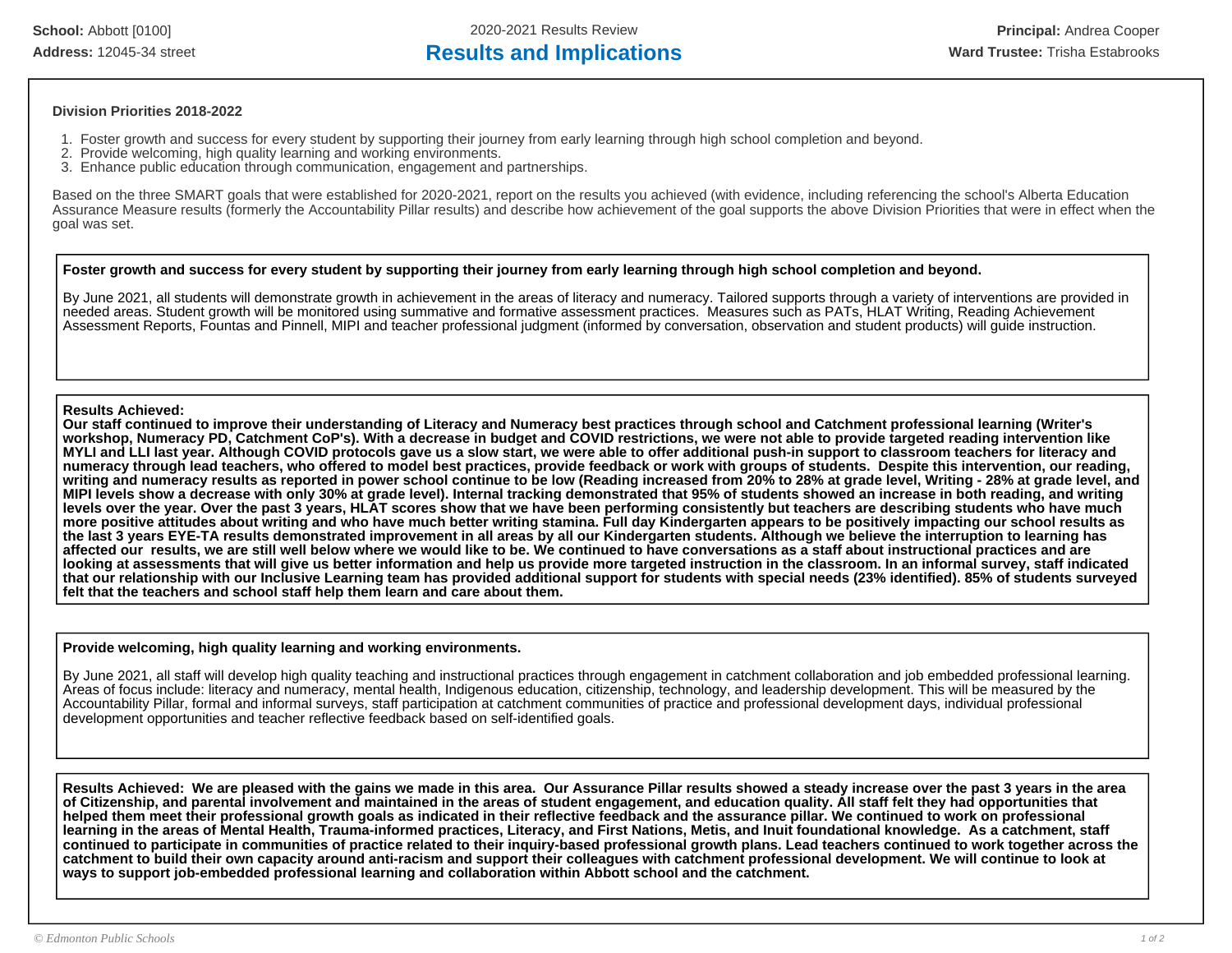School: Abbott [0100]
Address: 12045-34 street

2020-2021 Results Review

# Results and Implications

Principal: Andrea Cooper
Ward Trustee: Trisha Estabrooks

**Division Priorities 2018-2022**

1. Foster growth and success for every student by supporting their journey from early learning through high school completion and beyond.
2. Provide welcoming, high quality learning and working environments.
3. Enhance public education through communication, engagement and partnerships.

Based on the three SMART goals that were established for 2020-2021, report on the results you achieved (with evidence, including referencing the school's Alberta Education Assurance Measure results (formerly the Accountability Pillar results) and describe how achievement of the goal supports the above Division Priorities that were in effect when the goal was set.

**Foster growth and success for every student by supporting their journey from early learning through high school completion and beyond.**

By June 2021, all students will demonstrate growth in achievement in the areas of literacy and numeracy. Tailored supports through a variety of interventions are provided in needed areas. Student growth will be monitored using summative and formative assessment practices. Measures such as PATs, HLAT Writing, Reading Achievement Assessment Reports, Fountas and Pinnell, MIPI and teacher professional judgment (informed by conversation, observation and student products) will guide instruction.

**Results Achieved:**
**Our staff continued to improve their understanding of Literacy and Numeracy best practices through school and Catchment professional learning (Writer's workshop, Numeracy PD, Catchment CoP's). With a decrease in budget and COVID restrictions, we were not able to provide targeted reading intervention like MYLI and LLI last year. Although COVID protocols gave us a slow start, we were able to offer additional push-in support to classroom teachers for literacy and numeracy through lead teachers, who offered to model best practices, provide feedback or work with groups of students. Despite this intervention, our reading, writing and numeracy results as reported in power school continue to be low (Reading increased from 20% to 28% at grade level, Writing - 28% at grade level, and MIPI levels show a decrease with only 30% at grade level). Internal tracking demonstrated that 95% of students showed an increase in both reading, and writing levels over the year. Over the past 3 years, HLAT scores show that we have been performing consistently but teachers are describing students who have much more positive attitudes about writing and who have much better writing stamina. Full day Kindergarten appears to be positively impacting our school results as the last 3 years EYE-TA results demonstrated improvement in all areas by all our Kindergarten students. Although we believe the interruption to learning has affected our results, we are still well below where we would like to be. We continued to have conversations as a staff about instructional practices and are looking at assessments that will give us better information and help us provide more targeted instruction in the classroom. In an informal survey, staff indicated that our relationship with our Inclusive Learning team has provided additional support for students with special needs (23% identified). 85% of students surveyed felt that the teachers and school staff help them learn and care about them.**

**Provide welcoming, high quality learning and working environments.**

By June 2021, all staff will develop high quality teaching and instructional practices through engagement in catchment collaboration and job embedded professional learning. Areas of focus include: literacy and numeracy, mental health, Indigenous education, citizenship, technology, and leadership development. This will be measured by the Accountability Pillar, formal and informal surveys, staff participation at catchment communities of practice and professional development days, individual professional development opportunities and teacher reflective feedback based on self-identified goals.

**Results Achieved: We are pleased with the gains we made in this area. Our Assurance Pillar results showed a steady increase over the past 3 years in the area of Citizenship, and parental involvement and maintained in the areas of student engagement, and education quality. All staff felt they had opportunities that helped them meet their professional growth goals as indicated in their reflective feedback and the assurance pillar. We continued to work on professional learning in the areas of Mental Health, Trauma-informed practices, Literacy, and First Nations, Metis, and Inuit foundational knowledge. As a catchment, staff continued to participate in communities of practice related to their inquiry-based professional growth plans. Lead teachers continued to work together across the catchment to build their own capacity around anti-racism and support their colleagues with catchment professional development. We will continue to look at ways to support job-embedded professional learning and collaboration within Abbott school and the catchment.**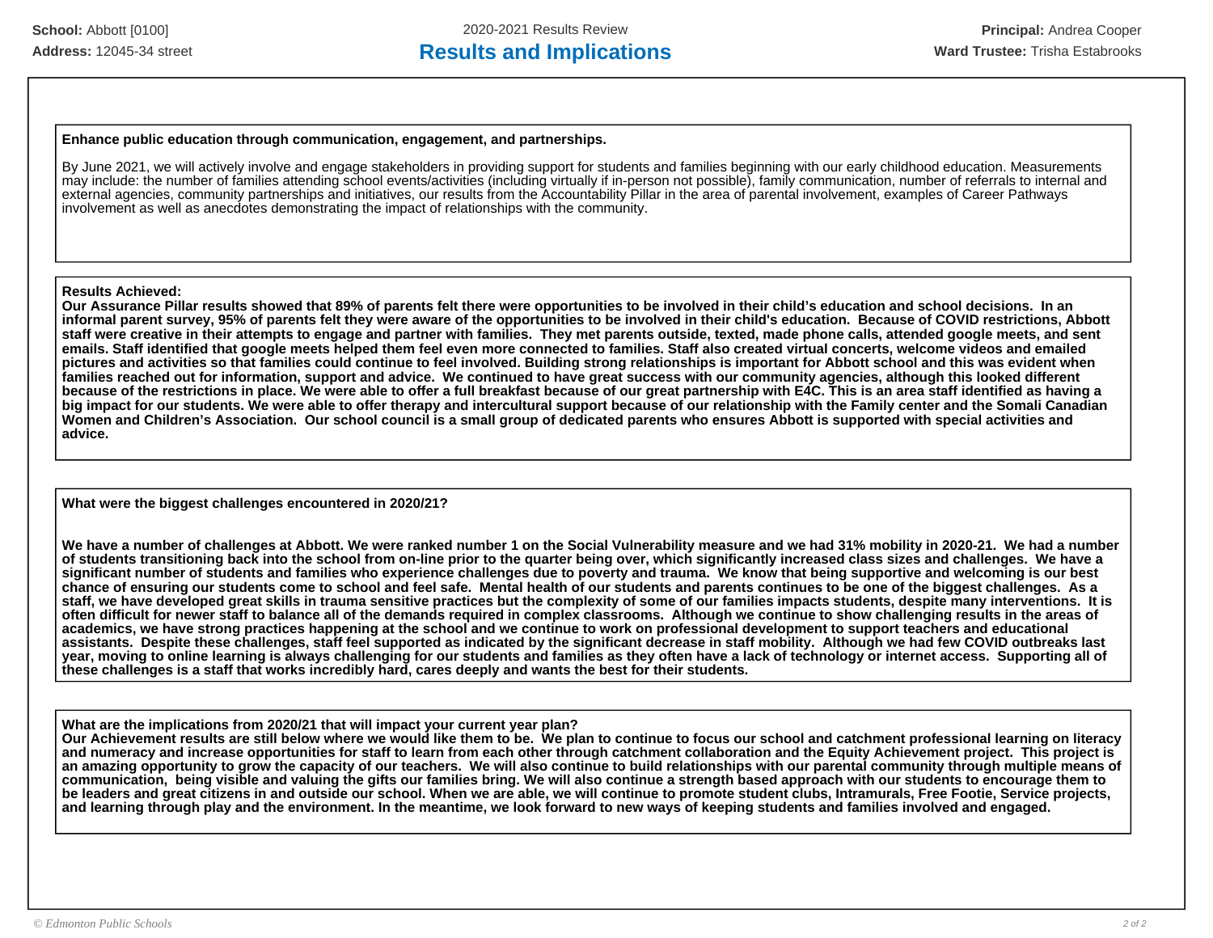**School:** Abbott [0100]
**Address:** 12045-34 street

2020-2021 Results Review

# Results and Implications

**Principal:** Andrea Cooper
**Ward Trustee:** Trisha Estabrooks

**Enhance public education through communication, engagement, and partnerships.**

By June 2021, we will actively involve and engage stakeholders in providing support for students and families beginning with our early childhood education. Measurements may include: the number of families attending school events/activities (including virtually if in-person not possible), family communication, number of referrals to internal and external agencies, community partnerships and initiatives, our results from the Accountability Pillar in the area of parental involvement, examples of Career Pathways involvement as well as anecdotes demonstrating the impact of relationships with the community.

**Results Achieved:**
**Our Assurance Pillar results showed that 89% of parents felt there were opportunities to be involved in their child's education and school decisions. In an informal parent survey, 95% of parents felt they were aware of the opportunities to be involved in their child's education. Because of COVID restrictions, Abbott staff were creative in their attempts to engage and partner with families. They met parents outside, texted, made phone calls, attended google meets, and sent emails. Staff identified that google meets helped them feel even more connected to families. Staff also created virtual concerts, welcome videos and emailed pictures and activities so that families could continue to feel involved. Building strong relationships is important for Abbott school and this was evident when families reached out for information, support and advice. We continued to have great success with our community agencies, although this looked different because of the restrictions in place. We were able to offer a full breakfast because of our great partnership with E4C. This is an area staff identified as having a big impact for our students. We were able to offer therapy and intercultural support because of our relationship with the Family center and the Somali Canadian Women and Children's Association. Our school council is a small group of dedicated parents who ensures Abbott is supported with special activities and advice.**

**What were the biggest challenges encountered in 2020/21?**

**We have a number of challenges at Abbott. We were ranked number 1 on the Social Vulnerability measure and we had 31% mobility in 2020-21. We had a number of students transitioning back into the school from on-line prior to the quarter being over, which significantly increased class sizes and challenges. We have a significant number of students and families who experience challenges due to poverty and trauma. We know that being supportive and welcoming is our best chance of ensuring our students come to school and feel safe. Mental health of our students and parents continues to be one of the biggest challenges. As a staff, we have developed great skills in trauma sensitive practices but the complexity of some of our families impacts students, despite many interventions. It is often difficult for newer staff to balance all of the demands required in complex classrooms. Although we continue to show challenging results in the areas of academics, we have strong practices happening at the school and we continue to work on professional development to support teachers and educational assistants. Despite these challenges, staff feel supported as indicated by the significant decrease in staff mobility. Although we had few COVID outbreaks last year, moving to online learning is always challenging for our students and families as they often have a lack of technology or internet access. Supporting all of these challenges is a staff that works incredibly hard, cares deeply and wants the best for their students.**

**What are the implications from 2020/21 that will impact your current year plan?**
**Our Achievement results are still below where we would like them to be. We plan to continue to focus our school and catchment professional learning on literacy and numeracy and increase opportunities for staff to learn from each other through catchment collaboration and the Equity Achievement project. This project is an amazing opportunity to grow the capacity of our teachers. We will also continue to build relationships with our parental community through multiple means of communication, being visible and valuing the gifts our families bring. We will also continue a strength based approach with our students to encourage them to be leaders and great citizens in and outside our school. When we are able, we will continue to promote student clubs, Intramurals, Free Footie, Service projects, and learning through play and the environment. In the meantime, we look forward to new ways of keeping students and families involved and engaged.**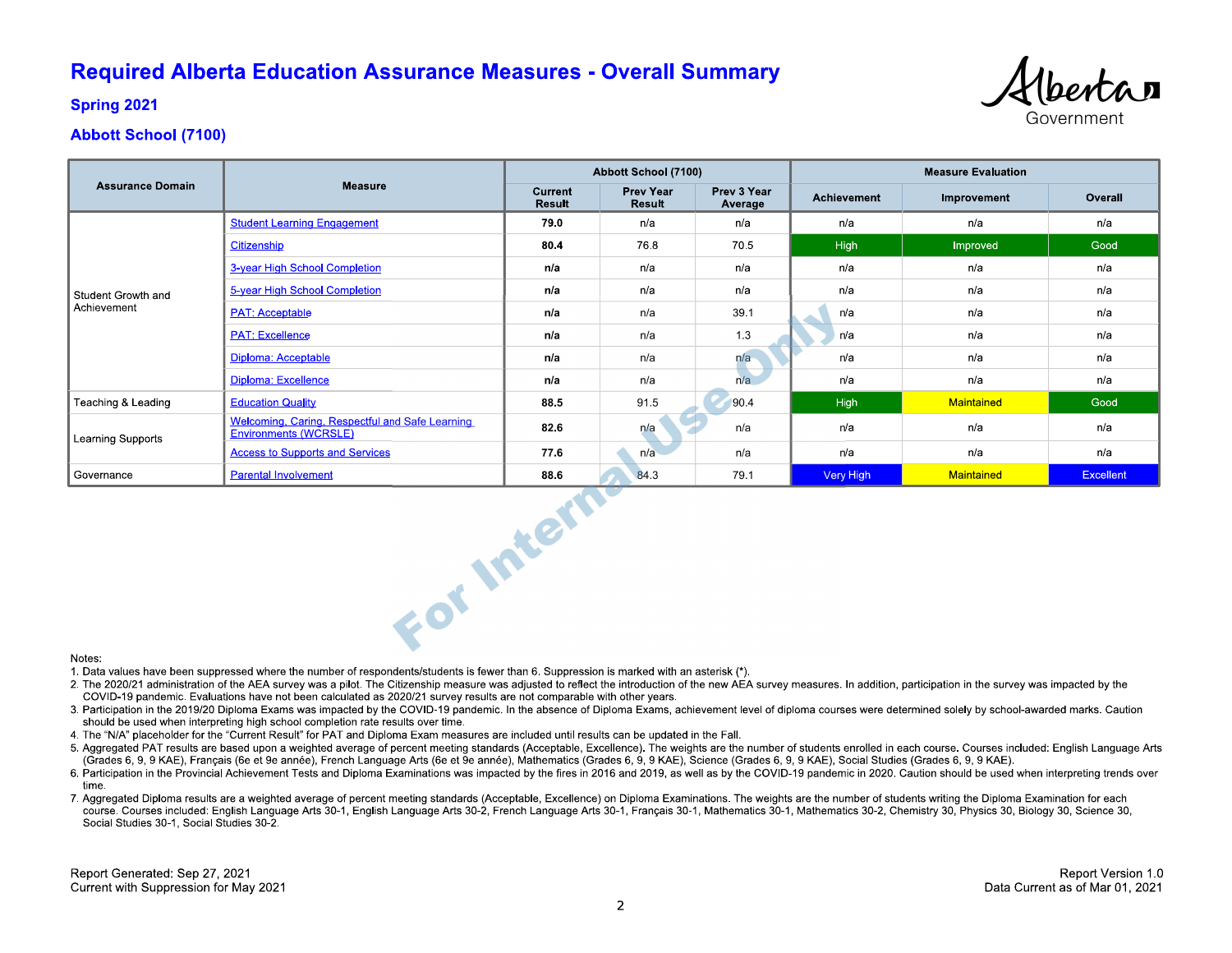# Required Alberta Education Assurance Measures - Overall Summary

## Spring 2021

## Abbott School (7100)

| Assurance Domain | Measure | Abbott School (7100) | | | Measure Evaluation | | |
|---|---|---|---|---|---|---|---|
| | | Current Result | Prev Year Result | Prev 3 Year Average | Achievement | Improvement | Overall |
| Student Growth and Achievement | Student Learning Engagement | **79.0** | n/a | n/a | n/a | n/a | n/a |
| | Citizenship | **80.4** | 76.8 | 70.5 | High | Improved | Good |
| | 3-year High School Completion | **n/a** | n/a | n/a | n/a | n/a | n/a |
| | 5-year High School Completion | **n/a** | n/a | n/a | n/a | n/a | n/a |
| | PAT: Acceptable | **n/a** | n/a | 39.1 | n/a | n/a | n/a |
| | PAT: Excellence | **n/a** | n/a | 1.3 | n/a | n/a | n/a |
| | Diploma: Acceptable | **n/a** | n/a | n/a | n/a | n/a | n/a |
| | Diploma: Excellence | **n/a** | n/a | n/a | n/a | n/a | n/a |
| Teaching & Leading | Education Quality | **88.5** | 91.5 | 90.4 | High | Maintained | Good |
| Learning Supports | Welcoming, Caring, Respectful and Safe Learning Environments (WCRSLE) | **82.6** | n/a | n/a | n/a | n/a | n/a |
| | Access to Supports and Services | **77.6** | n/a | n/a | n/a | n/a | n/a |
| Governance | Parental Involvement | **88.6** | 84.3 | 79.1 | Very High | Maintained | Excellent |

Notes:

1. Data values have been suppressed where the number of respondents/students is fewer than 6. Suppression is marked with an asterisk (*).
2. The 2020/21 administration of the AEA survey was a pilot. The Citizenship measure was adjusted to reflect the introduction of the new AEA survey measures. In addition, participation in the survey was impacted by the COVID-19 pandemic. Evaluations have not been calculated as 2020/21 survey results are not comparable with other years.
3. Participation in the 2019/20 Diploma Exams was impacted by the COVID-19 pandemic. In the absence of Diploma Exams, achievement level of diploma courses were determined solely by school-awarded marks. Caution should be used when interpreting high school completion rate results over time.
4. The "N/A" placeholder for the "Current Result" for PAT and Diploma Exam measures are included until results can be updated in the Fall.
5. Aggregated PAT results are based upon a weighted average of percent meeting standards (Acceptable, Excellence). The weights are the number of students enrolled in each course. Courses included: English Language Arts (Grades 6, 9, 9 KAE), Français (6e et 9e année), French Language Arts (6e et 9e année), Mathematics (Grades 6, 9, 9 KAE), Science (Grades 6, 9, 9 KAE), Social Studies (Grades 6, 9, 9 KAE).
6. Participation in the Provincial Achievement Tests and Diploma Examinations was impacted by the fires in 2016 and 2019, as well as by the COVID-19 pandemic in 2020. Caution should be used when interpreting trends over time.
7. Aggregated Diploma results are a weighted average of percent meeting standards (Acceptable, Excellence) on Diploma Examinations. The weights are the number of students writing the Diploma Examination for each course. Courses included: English Language Arts 30-1, English Language Arts 30-2, French Language Arts 30-1, Français 30-1, Mathematics 30-1, Mathematics 30-2, Chemistry 30, Physics 30, Biology 30, Science 30, Social Studies 30-1, Social Studies 30-2.

Report Generated: Sep 27, 2021
Current with Suppression for May 2021

Report Version 1.0
Data Current as of Mar 01, 2021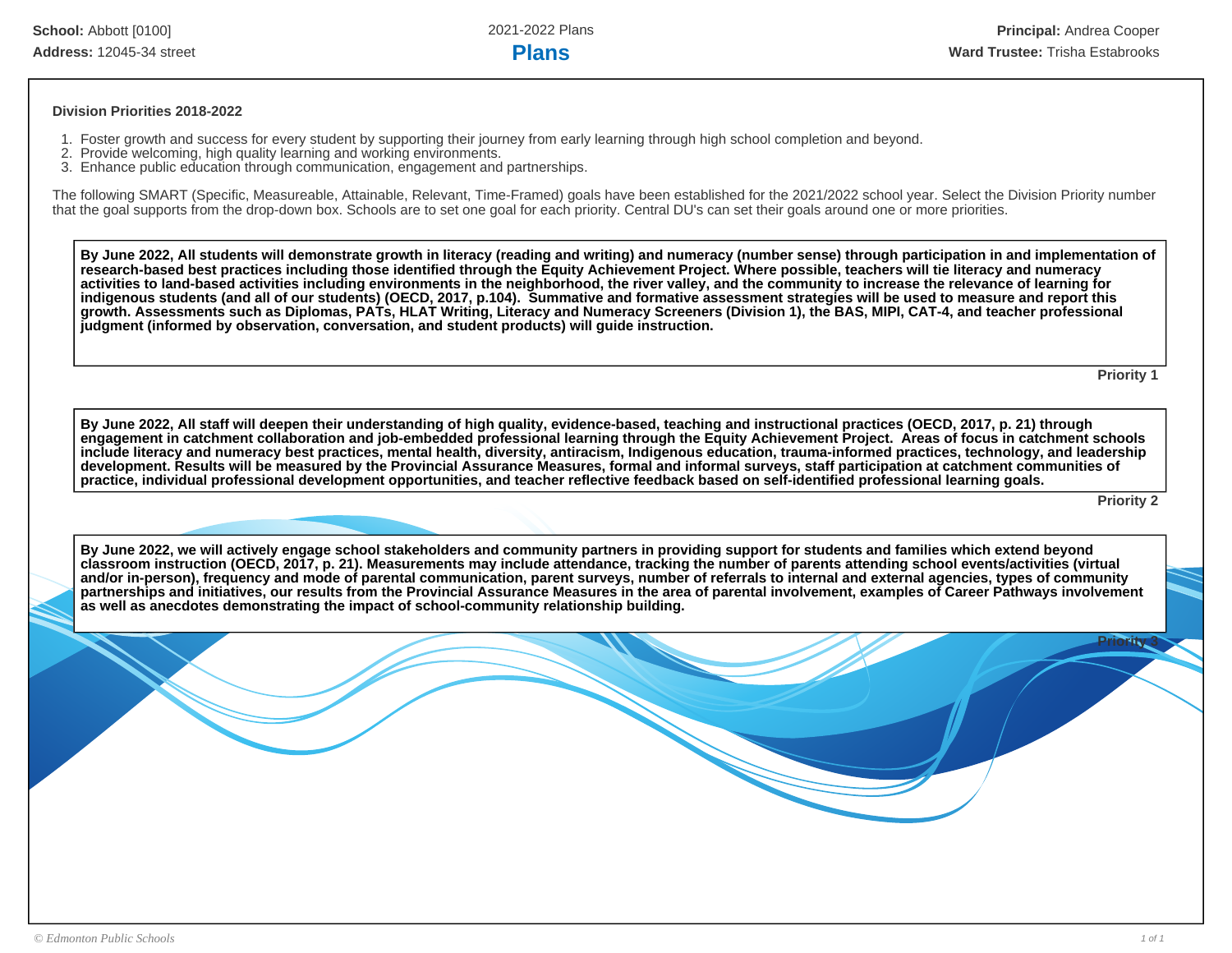School: Abbott [0100]
Address: 12045-34 street

2021-2022 Plans

# Plans

Principal: Andrea Cooper
Ward Trustee: Trisha Estabrooks

**Division Priorities 2018-2022**

1. Foster growth and success for every student by supporting their journey from early learning through high school completion and beyond.
2. Provide welcoming, high quality learning and working environments.
3. Enhance public education through communication, engagement and partnerships.

The following SMART (Specific, Measureable, Attainable, Relevant, Time-Framed) goals have been established for the 2021/2022 school year. Select the Division Priority number that the goal supports from the drop-down box. Schools are to set one goal for each priority. Central DU's can set their goals around one or more priorities.

**By June 2022, All students will demonstrate growth in literacy (reading and writing) and numeracy (number sense) through participation in and implementation of research-based best practices including those identified through the Equity Achievement Project. Where possible, teachers will tie literacy and numeracy activities to land-based activities including environments in the neighborhood, the river valley, and the community to increase the relevance of learning for indigenous students (and all of our students) (OECD, 2017, p.104). Summative and formative assessment strategies will be used to measure and report this growth. Assessments such as Diplomas, PATs, HLAT Writing, Literacy and Numeracy Screeners (Division 1), the BAS, MIPI, CAT-4, and teacher professional judgment (informed by observation, conversation, and student products) will guide instruction.**

**Priority 1**

**By June 2022, All staff will deepen their understanding of high quality, evidence-based, teaching and instructional practices (OECD, 2017, p. 21) through engagement in catchment collaboration and job-embedded professional learning through the Equity Achievement Project. Areas of focus in catchment schools include literacy and numeracy best practices, mental health, diversity, antiracism, Indigenous education, trauma-informed practices, technology, and leadership development. Results will be measured by the Provincial Assurance Measures, formal and informal surveys, staff participation at catchment communities of practice, individual professional development opportunities, and teacher reflective feedback based on self-identified professional learning goals.**

**Priority 2**

**By June 2022, we will actively engage school stakeholders and community partners in providing support for students and families which extend beyond classroom instruction (OECD, 2017, p. 21). Measurements may include attendance, tracking the number of parents attending school events/activities (virtual and/or in-person), frequency and mode of parental communication, parent surveys, number of referrals to internal and external agencies, types of community partnerships and initiatives, our results from the Provincial Assurance Measures in the area of parental involvement, examples of Career Pathways involvement as well as anecdotes demonstrating the impact of school-community relationship building.**

**Priority 3**

© Edmonton Public Schools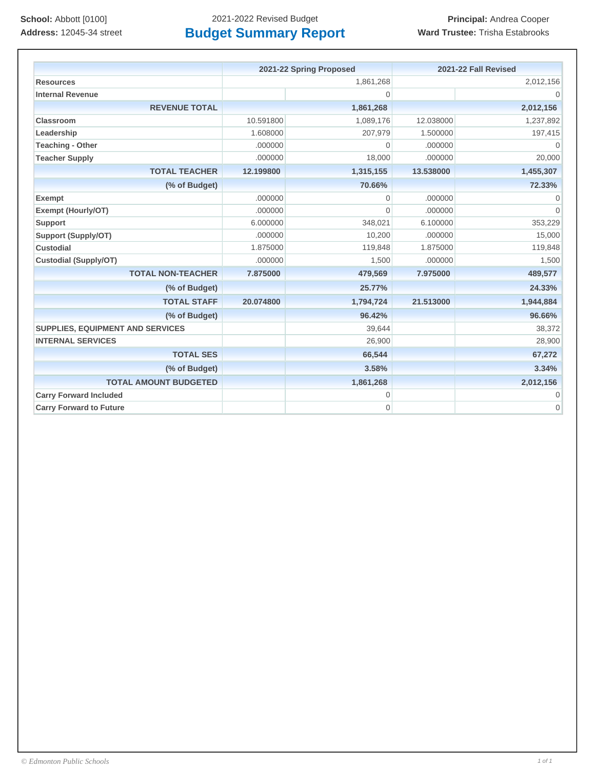**School:** Abbott [0100]
**Address:** 12045-34 street

2021-2022 Revised Budget

# Budget Summary Report

**Principal:** Andrea Cooper
**Ward Trustee:** Trisha Estabrooks

| | 2021-22 Spring Proposed | | 2021-22 Fall Revised | |
|---|---|---|---|---|
| **Resources** | | 1,861,268 | | 2,012,156 |
| **Internal Revenue** | | 0 | | 0 |
| **REVENUE TOTAL** | | **1,861,268** | | **2,012,156** |
| **Classroom** | 10.591800 | 1,089,176 | 12.038000 | 1,237,892 |
| **Leadership** | 1.608000 | 207,979 | 1.500000 | 197,415 |
| **Teaching - Other** | .000000 | 0 | .000000 | 0 |
| **Teacher Supply** | .000000 | 18,000 | .000000 | 20,000 |
| **TOTAL TEACHER** | **12.199800** | **1,315,155** | **13.538000** | **1,455,307** |
| **(% of Budget)** | | **70.66%** | | **72.33%** |
| **Exempt** | .000000 | 0 | .000000 | 0 |
| **Exempt (Hourly/OT)** | .000000 | 0 | .000000 | 0 |
| **Support** | 6.000000 | 348,021 | 6.100000 | 353,229 |
| **Support (Supply/OT)** | .000000 | 10,200 | .000000 | 15,000 |
| **Custodial** | 1.875000 | 119,848 | 1.875000 | 119,848 |
| **Custodial (Supply/OT)** | .000000 | 1,500 | .000000 | 1,500 |
| **TOTAL NON-TEACHER** | **7.875000** | **479,569** | **7.975000** | **489,577** |
| **(% of Budget)** | | **25.77%** | | **24.33%** |
| **TOTAL STAFF** | **20.074800** | **1,794,724** | **21.513000** | **1,944,884** |
| **(% of Budget)** | | **96.42%** | | **96.66%** |
| **SUPPLIES, EQUIPMENT AND SERVICES** | | 39,644 | | 38,372 |
| **INTERNAL SERVICES** | | 26,900 | | 28,900 |
| **TOTAL SES** | | **66,544** | | **67,272** |
| **(% of Budget)** | | **3.58%** | | **3.34%** |
| **TOTAL AMOUNT BUDGETED** | | **1,861,268** | | **2,012,156** |
| **Carry Forward Included** | | 0 | | 0 |
| **Carry Forward to Future** | | 0 | | 0 |

*© Edmonton Public Schools*